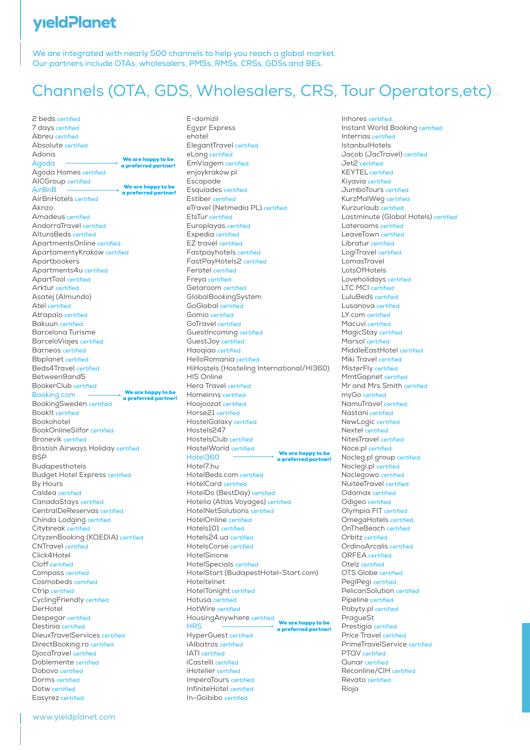# yieldPlanet

We are integrated with nearly 500 channels to help you reach a global market.
Our partners include OTAs, wholesalers, PMSs, RMSs, CRSs, GDSs and BEs.

## Channels (OTA, GDS, Wholesalers, CRS, Tour Operators,etc)

2 beds certified
7 days certified
Abreu certified
Absolute certified
Adonis
Agoda — We are happy to be a preferred partner!
Agoda Homes certified
AICGroup certified
AirBnB — We are happy to be a preferred partner!
AirBnHotels certified
Akrizo
Amadeus certified
AndorraTravel certified
AlturaBeds certified
ApartmentsOnline certified
ApartamentyKraków certified
Apartbookers
Apartments4u certified
ApartTool certified
Arktur certified
Asatej (Almundo)
Atel certified
Atrapalo certified
Bakuun certified
Barcelona Turisme
BarceloViajes certified
Barneos certified
Bbplanet certified
Beds4Travel certified
Between9and5
BookerClub certified
Booking.com — We are happy to be a preferred partner!
BookingSweden certified
BookIt certified
Bookohotel
BookOnlineSilfor certified
Bronevik certified
Bristish Airways Holiday certified
BSP
Budapesthotels
Budget Hotel Express certified
By Hours
Caldea certified
CanadaStays certified
CentralDeReservas certified
Chinda Lodging certified
Citybreak certified
CityzenBooking (KOEDIA) certified
CNTravel certified
Click4Hotel
Cloff certified
Compass certified
Cosmobeds certified
Ctrip certified
CyclingFriendly certified
DerHotel
Despegar certified
Destinia certified
DieuxTravelServices certified
DirectBooking.ro certified
DjocaTravel certified
Doblemente certified
Dobovo certified
Dorms certified
Dotw certified
Easyrez certified
E-domizil
Egypr Express
ehotel
ElegantTravel certified
eLong certified
EmViagem certified
enjoykrakow.pl
Escapade
Esquiades certified
Estiber certified
eTravel (Netmedia PL) certified
EtsTur certified
Europlayas certified
Expedia certified
EZ travel certified
Fastpayhotels certified
FastPayHotels2 certified
Feratel certified
Freya certified
Getaroom certified
GlobalBookingSystem
GoGlobal certified
Gomio certified
GoTravel certified
GuestIncoming certified
GuestJoy certified
Haoqiao certified
HelloRomania certified
HiHostels (Hosteling International/HI360)
HIS Online
Hera Travel certified
Homeinns certified
Hoojoozat certified
Horse21 certified
HostelGalaxy certified
Hostels247
HostelsClub certified
HostelWorld certified
Hotel360 — We are happy to be a preferred partner!
Hotel7.hu
HotelBeds.com certified
HotelCard certified
HotelDo (BestDay) certified
Hotelia (Atlas Voyages) certified
HotelNetSolutions certified
HotelOnline certified
Hotels101 certified
Hotels24.ua certified
HotelsCorse certified
HotelSinone
HotelSpecials certified
HotelStart (BudapestHotel-Start.com)
Hoteltelnet
HotelTonight certified
Hotusa certified
HotWire certified
HousingAnywhere certified
HRS — We are happy to be a preferred partner!
HyperGuest certified
iAlbatros certified
IATI certified
iCastelli certified
iHotelier certified
ImperaTours certified
InfiniteHotel certified
In-Goibibo certified
Inhores certified
Instant World Booking certified
Interrias certified
IstanbulHotels
Jacob (JacTravel) certified
Jet2 certified
KEYTEL certified
Kiyavia certified
JumboTours certified
KurzMalWeg certified
Kurzurlaub certified
Lastminute (Global Hotels) certified
Laterooms certified
LeaveTown certified
Libratur certified
LogiTravel certified
LomasTravel
LotsOfHotels
Loveholidays certified
LTC MCI certified
LuluBeds certified
Lusanova certified
LY.com certified
Macuvi certified
MagicStay certified
Marsol certified
MiddleEastHotel certified
Miki Travel certified
MisterFly certified
MmtGapnet certified
Mr and Mrs Smith certified
myGo certified
NamuTravel certified
Nastani certified
NewLogic certified
Nextel certified
NitesTravel certified
Noce.pl certified
Nocleg.pl group certified
Noclegi.pl certified
Noclegowo certified
NuitéeTravel certified
Odamax certified
Odigeo certified
Olympia FIT certified
OmegaHotels certified
OnTheBeach certified
Orbitz certified
OrdinoArcalis certified
ORFEA certified
Otelz certified
OTS Globe certified
PegiPegi certified
PelicanSolution certified
Pipeline certified
Pobyty.pl certified
PragueSt
Prestigia certified
Price Travel certified
PrimeTravelService certified
PTQV certified
Qunar certified
Reconline/CIH certified
Revato certified
Rioja

www.yieldplanet.com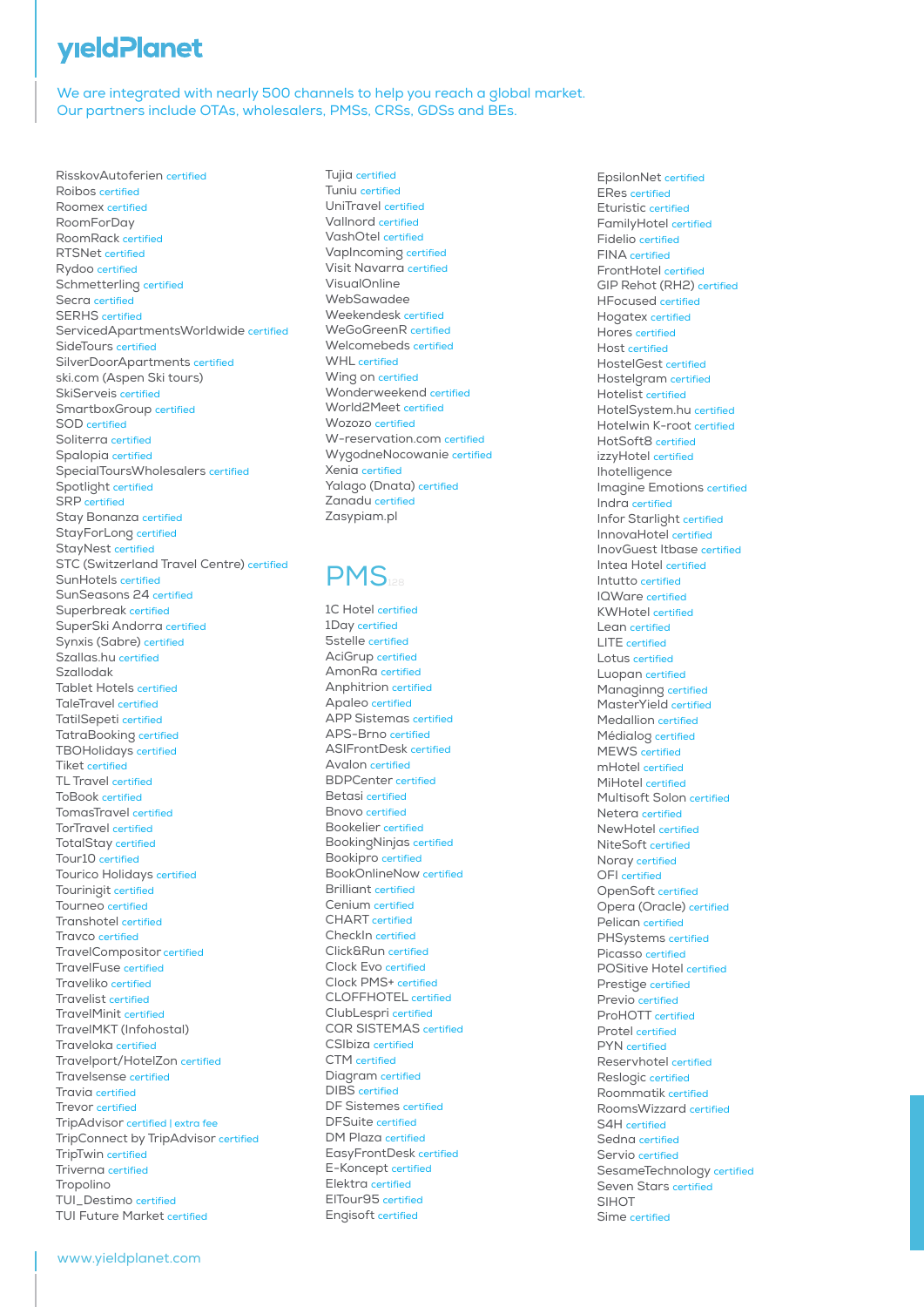# yieldPlanet

We are integrated with nearly 500 channels to help you reach a global market.
Our partners include OTAs, wholesalers, PMSs, CRSs, GDSs and BEs.

RisskovAutoferien certified
Roibos certified
Roomex certified
RoomForDay
RoomRack certified
RTSNet certified
Rydoo certified
Schmetterling certified
Secra certified
SERHS certified
ServicedApartmentsWorldwide certified
SideTours certified
SilverDoorApartments certified
ski.com (Aspen Ski tours)
SkiServeis certified
SmartboxGroup certified
SOD certified
Soliterra certified
Spalopia certified
SpecialToursWholesalers certified
Spotlight certified
SRP certified
Stay Bonanza certified
StayForLong certified
StayNest certified
STC (Switzerland Travel Centre) certified
SunHotels certified
SunSeasons 24 certified
Superbreak certified
SuperSki Andorra certified
Synxis (Sabre) certified
Szallas.hu certified
Szallodak
Tablet Hotels certified
TaleTravel certified
TatilSepeti certified
TatraBooking certified
TBOHolidays certified
Tiket certified
TL Travel certified
ToBook certified
TomasTravel certified
TorTravel certified
TotalStay certified
Tour10 certified
Tourico Holidays certified
Tourinigit certified
Tourneo certified
Transhotel certified
Travco certified
TravelCompositor certified
TravelFuse certified
Traveliko certified
Travelist certified
TravelMinit certified
TravelMKT (Infohostal)
Traveloka certified
Travelport/HotelZon certified
Travelsense certified
Travia certified
Trevor certified
TripAdvisor certified | extra fee
TripConnect by TripAdvisor certified
TripTwin certified
Triverna certified
Tropolino
TUI_Destimo certified
TUI Future Market certified

Tujia certified
Tuniu certified
UniTravel certified
Vallnord certified
VashOtel certified
VapIncoming certified
Visit Navarra certified
VisualOnline
WebSawadee
Weekendesk certified
WeGoGreenR certified
Welcomebeds certified
WHL certified
Wing on certified
Wonderweekend certified
World2Meet certified
Wozozo certified
W-reservation.com certified
WygodneNocowanie certified
Xenia certified
Yalago (Dnata) certified
Zanadu certified
Zasypiam.pl

## PMS 128

1C Hotel certified
1Day certified
5stelle certified
AciGrup certified
AmonRa certified
Anphitrion certified
Apaleo certified
APP Sistemas certified
APS-Brno certified
ASIFrontDesk certified
Avalon certified
BDPCenter certified
Betasi certified
Bnovo certified
Bookelier certified
BookingNinjas certified
Bookipro certified
BookOnlineNow certified
Brilliant certified
Cenium certified
CHART certified
CheckIn certified
Click&Run certified
Clock Evo certified
Clock PMS+ certified
CLOFFHOTEL certified
ClubLespri certified
CQR SISTEMAS certified
CSIbiza certified
CTM certified
Diagram certified
DIBS certified
DF Sistemes certified
DFSuite certified
DM Plaza certified
EasyFrontDesk certified
E-Koncept certified
Elektra certified
ElTour95 certified
Engisoft certified

EpsilonNet certified
ERes certified
Eturistic certified
FamilyHotel certified
Fidelio certified
FINA certified
FrontHotel certified
GIP Rehot (RH2) certified
HFocused certified
Hogatex certified
Hores certified
Host certified
HostelGest certified
Hostelgram certified
Hotelist certified
HotelSystem.hu certified
Hotelwin K-root certified
HotSoft8 certified
izzyHotel certified
Ihotelligence
Imagine Emotions certified
Indra certified
Infor Starlight certified
InnovaHotel certified
InovGuest Itbase certified
Intea Hotel certified
Intutto certified
IQWare certified
KWHotel certified
Lean certified
LITE certified
Lotus certified
Luopan certified
Managinng certified
MasterYield certified
Medallion certified
Médialog certified
MEWS certified
mHotel certified
MiHotel certified
Multisoft Solon certified
Netera certified
NewHotel certified
NiteSoft certified
Noray certified
OFI certified
OpenSoft certified
Opera (Oracle) certified
Pelican certified
PHSystems certified
Picasso certified
POSitive Hotel certified
Prestige certified
Previo certified
ProHOTT certified
Protel certified
PYN certified
Reservhotel certified
Reslogic certified
Roommatik certified
RoomsWizzard certified
S4H certified
Sedna certified
Servio certified
SesameTechnology certified
Seven Stars certified
SIHOT
Sime certified

www.yieldplanet.com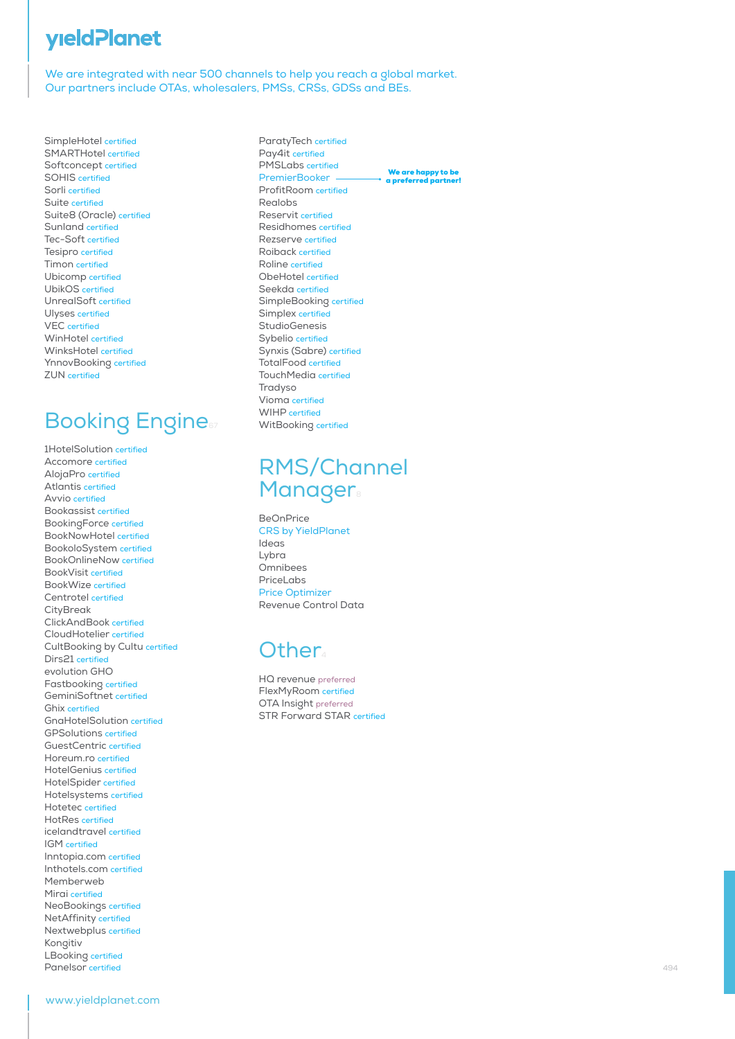# yieldPlanet

We are integrated with near 500 channels to help you reach a global market.
Our partners include OTAs, wholesalers, PMSs, CRSs, GDSs and BEs.

SimpleHotel certified
SMARTHotel certified
Softconcept certified
SOHIS certified
Sorli certified
Suite certified
Suite8 (Oracle) certified
Sunland certified
Tec-Soft certified
Tesipro certified
Timon certified
Ubicomp certified
UbikOS certified
UnrealSoft certified
Ulyses certified
VEC certified
WinHotel certified
WinksHotel certified
YnnovBooking certified
ZUN certified

## Booking Engine 67

1HotelSolution certified
Accomore certified
AlojaPro certified
Atlantis certified
Avvio certified
Bookassist certified
BookingForce certified
BookNowHotel certified
BookoloSystem certified
BookOnlineNow certified
BookVisit certified
BookWize certified
Centrotel certified
CityBreak
ClickAndBook certified
CloudHotelier certified
CultBooking by Cultu certified
Dirs21 certified
evolution GHO
Fastbooking certified
GeminiSoftnet certified
Ghix certified
GnaHotelSolution certified
GPSolutions certified
GuestCentric certified
Horeum.ro certified
HotelGenius certified
HotelSpider certified
Hotelsystems certified
Hotetec certified
HotRes certified
icelandtravel certified
IGM certified
Inntopia.com certified
Inthotels.com certified
Memberweb
Mirai certified
NeoBookings certified
NetAffinity certified
Nextwebplus certified
Kongitiv
LBooking certified
Panelsor certified

ParatyTech certified
Pay4it certified
PMSLabs certified
PremierBooker → **We are happy to be a preferred partner!**
ProfitRoom certified
Realobs
Reservit certified
Residhomes certified
Rezserve certified
Roiback certified
Roline certified
ObeHotel certified
Seekda certified
SimpleBooking certified
Simplex certified
StudioGenesis
Sybelio certified
Synxis (Sabre) certified
TotalFood certified
TouchMedia certified
Tradyso
Vioma certified
WIHP certified
WitBooking certified

## RMS/Channel Manager 8

BeOnPrice
CRS by YieldPlanet
Ideas
Lybra
Omnibees
PriceLabs
Price Optimizer
Revenue Control Data

## Other 4

HQ revenue preferred
FlexMyRoom certified
OTA Insight preferred
STR Forward STAR certified

www.yieldplanet.com